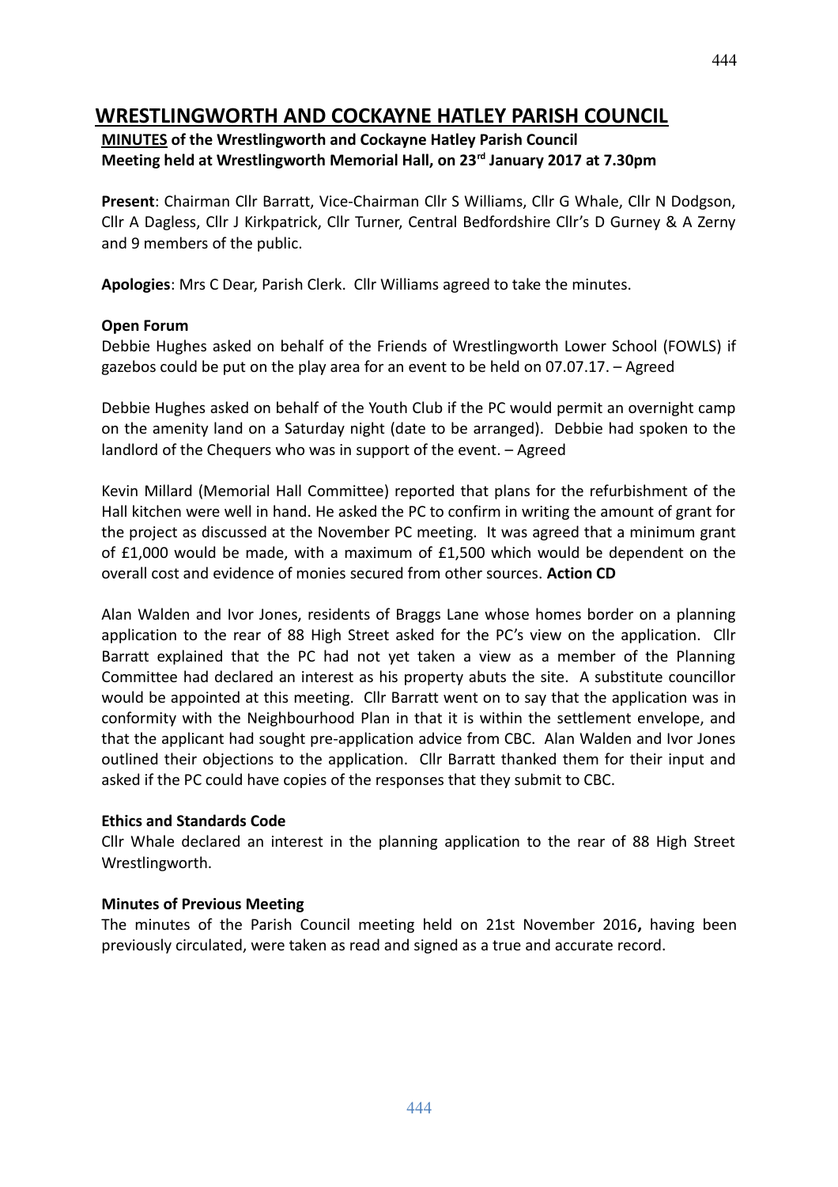# WRESTLINGWORTH AND COCKAYNE HATLEY PARISH COUNCIL

**MINUTES of the Wrestlingworth and Cockayne Hatley Parish Council Meeting held at Wrestlingworth Memorial Hall, on 23rd January 2017 at 7.30pm**

**Present**: Chairman Cllr Barratt, Vice-Chairman Cllr S Williams, Cllr G Whale, Cllr N Dodgson, Cllr A Dagless, Cllr J Kirkpatrick, Cllr Turner, Central Bedfordshire Cllr's D Gurney & A Zerny and 9 members of the public.

**Apologies**: Mrs C Dear, Parish Clerk. Cllr Williams agreed to take the minutes.

**Open Forum**

Debbie Hughes asked on behalf of the Friends of Wrestlingworth Lower School (FOWLS) if gazebos could be put on the play area for an event to be held on 07.07.17. – Agreed

Debbie Hughes asked on behalf of the Youth Club if the PC would permit an overnight camp on the amenity land on a Saturday night (date to be arranged). Debbie had spoken to the landlord of the Chequers who was in support of the event. – Agreed

Kevin Millard (Memorial Hall Committee) reported that plans for the refurbishment of the Hall kitchen were well in hand. He asked the PC to confirm in writing the amount of grant for the project as discussed at the November PC meeting. It was agreed that a minimum grant of £1,000 would be made, with a maximum of £1,500 which would be dependent on the overall cost and evidence of monies secured from other sources. **Action CD**

Alan Walden and Ivor Jones, residents of Braggs Lane whose homes border on a planning application to the rear of 88 High Street asked for the PC's view on the application. Cllr Barratt explained that the PC had not yet taken a view as a member of the Planning Committee had declared an interest as his property abuts the site. A substitute councillor would be appointed at this meeting. Cllr Barratt went on to say that the application was in conformity with the Neighbourhood Plan in that it is within the settlement envelope, and that the applicant had sought pre-application advice from CBC. Alan Walden and Ivor Jones outlined their objections to the application. Cllr Barratt thanked them for their input and asked if the PC could have copies of the responses that they submit to CBC.

**Ethics and Standards Code**

Cllr Whale declared an interest in the planning application to the rear of 88 High Street Wrestlingworth.

**Minutes of Previous Meeting**

The minutes of the Parish Council meeting held on 21st November 2016**,** having been previously circulated, were taken as read and signed as a true and accurate record.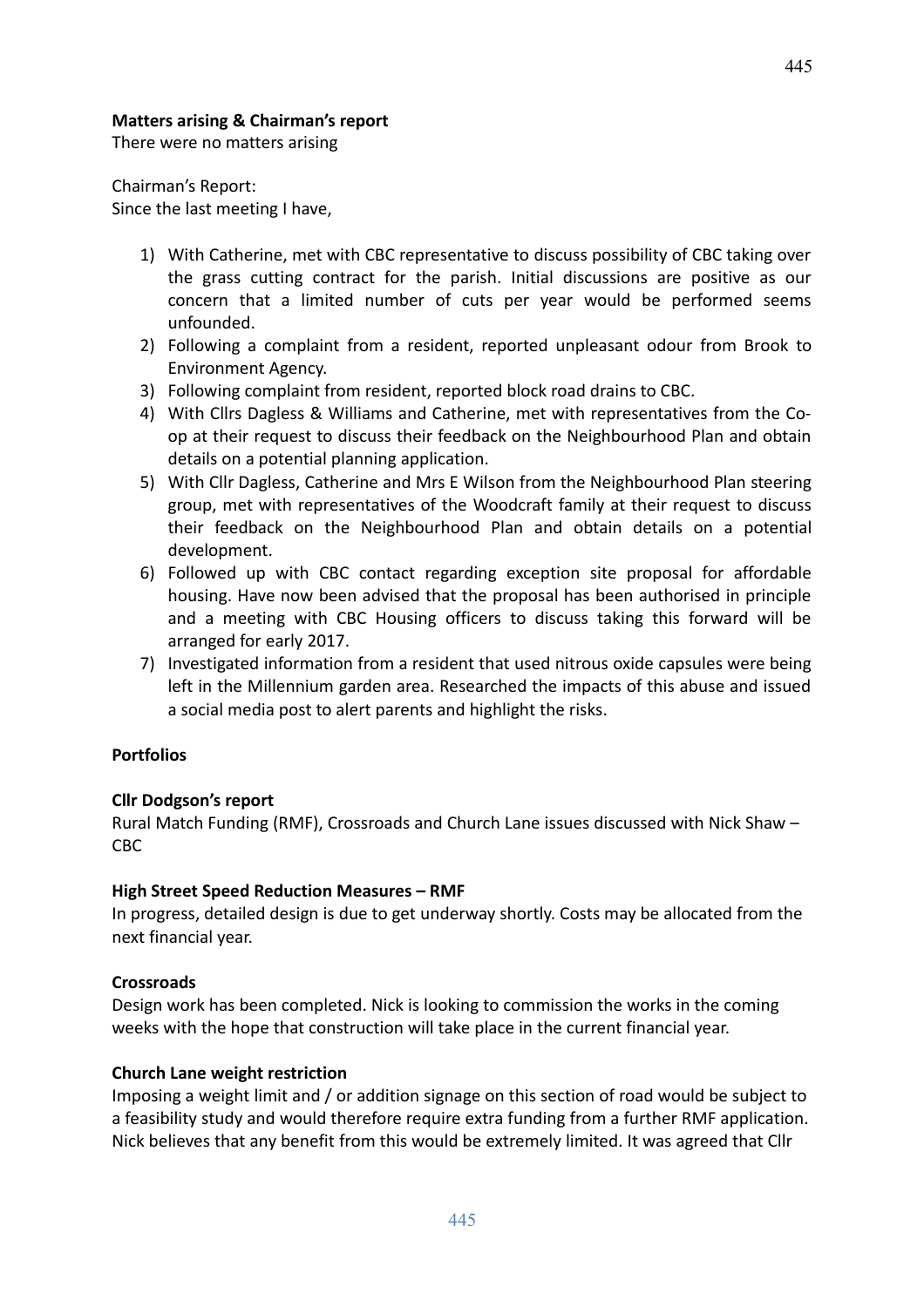**Matters arising & Chairman's report**

There were no matters arising

Chairman's Report:
Since the last meeting I have,

1) With Catherine, met with CBC representative to discuss possibility of CBC taking over the grass cutting contract for the parish. Initial discussions are positive as our concern that a limited number of cuts per year would be performed seems unfounded.
2) Following a complaint from a resident, reported unpleasant odour from Brook to Environment Agency.
3) Following complaint from resident, reported block road drains to CBC.
4) With Cllrs Dagless & Williams and Catherine, met with representatives from the Co-op at their request to discuss their feedback on the Neighbourhood Plan and obtain details on a potential planning application.
5) With Cllr Dagless, Catherine and Mrs E Wilson from the Neighbourhood Plan steering group, met with representatives of the Woodcraft family at their request to discuss their feedback on the Neighbourhood Plan and obtain details on a potential development.
6) Followed up with CBC contact regarding exception site proposal for affordable housing. Have now been advised that the proposal has been authorised in principle and a meeting with CBC Housing officers to discuss taking this forward will be arranged for early 2017.
7) Investigated information from a resident that used nitrous oxide capsules were being left in the Millennium garden area. Researched the impacts of this abuse and issued a social media post to alert parents and highlight the risks.

**Portfolios**

**Cllr Dodgson's report**

Rural Match Funding (RMF), Crossroads and Church Lane issues discussed with Nick Shaw – CBC

**High Street Speed Reduction Measures – RMF**

In progress, detailed design is due to get underway shortly. Costs may be allocated from the next financial year.

**Crossroads**

Design work has been completed. Nick is looking to commission the works in the coming weeks with the hope that construction will take place in the current financial year.

**Church Lane weight restriction**

Imposing a weight limit and / or addition signage on this section of road would be subject to a feasibility study and would therefore require extra funding from a further RMF application. Nick believes that any benefit from this would be extremely limited. It was agreed that Cllr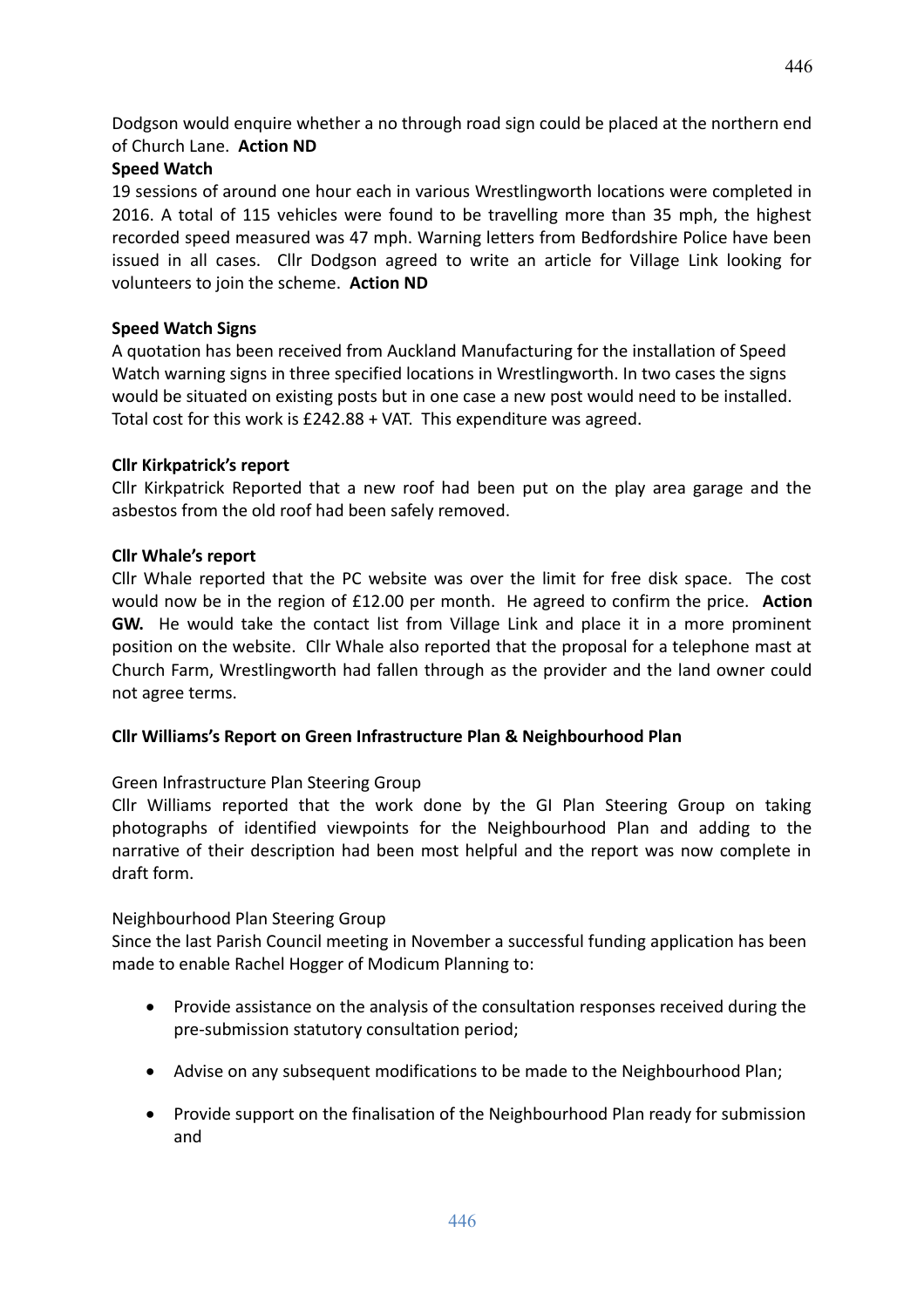Dodgson would enquire whether a no through road sign could be placed at the northern end of Church Lane. **Action ND**

**Speed Watch**

19 sessions of around one hour each in various Wrestlingworth locations were completed in 2016. A total of 115 vehicles were found to be travelling more than 35 mph, the highest recorded speed measured was 47 mph. Warning letters from Bedfordshire Police have been issued in all cases. Cllr Dodgson agreed to write an article for Village Link looking for volunteers to join the scheme. **Action ND**

**Speed Watch Signs**

A quotation has been received from Auckland Manufacturing for the installation of Speed Watch warning signs in three specified locations in Wrestlingworth. In two cases the signs would be situated on existing posts but in one case a new post would need to be installed. Total cost for this work is £242.88 + VAT. This expenditure was agreed.

**Cllr Kirkpatrick's report**

Cllr Kirkpatrick Reported that a new roof had been put on the play area garage and the asbestos from the old roof had been safely removed.

**Cllr Whale's report**

Cllr Whale reported that the PC website was over the limit for free disk space. The cost would now be in the region of £12.00 per month. He agreed to confirm the price. **Action GW.** He would take the contact list from Village Link and place it in a more prominent position on the website. Cllr Whale also reported that the proposal for a telephone mast at Church Farm, Wrestlingworth had fallen through as the provider and the land owner could not agree terms.

**Cllr Williams's Report on Green Infrastructure Plan & Neighbourhood Plan**

Green Infrastructure Plan Steering Group

Cllr Williams reported that the work done by the GI Plan Steering Group on taking photographs of identified viewpoints for the Neighbourhood Plan and adding to the narrative of their description had been most helpful and the report was now complete in draft form.

Neighbourhood Plan Steering Group

Since the last Parish Council meeting in November a successful funding application has been made to enable Rachel Hogger of Modicum Planning to:

- Provide assistance on the analysis of the consultation responses received during the pre-submission statutory consultation period;
- Advise on any subsequent modifications to be made to the Neighbourhood Plan;
- Provide support on the finalisation of the Neighbourhood Plan ready for submission and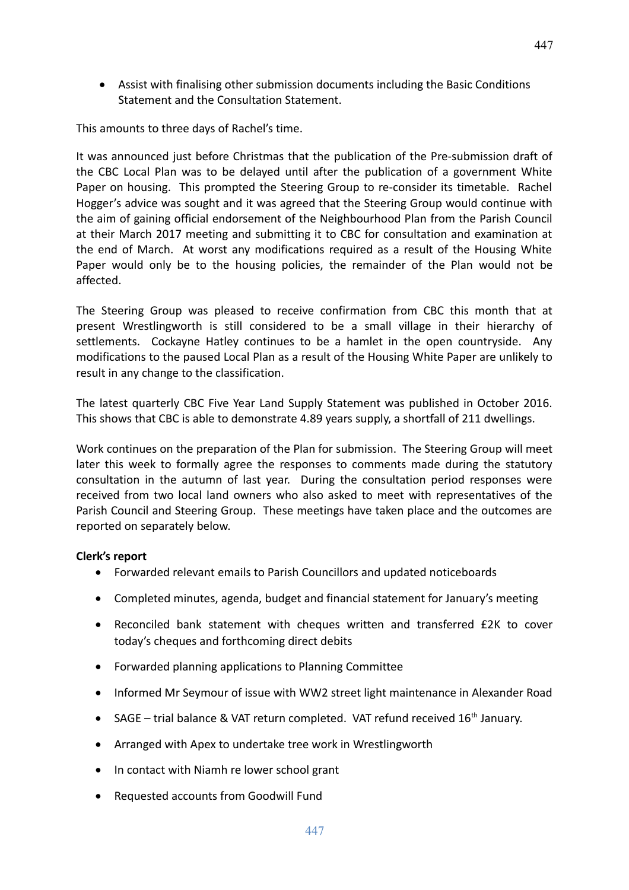- Assist with finalising other submission documents including the Basic Conditions Statement and the Consultation Statement.

This amounts to three days of Rachel's time.

It was announced just before Christmas that the publication of the Pre-submission draft of the CBC Local Plan was to be delayed until after the publication of a government White Paper on housing. This prompted the Steering Group to re-consider its timetable. Rachel Hogger's advice was sought and it was agreed that the Steering Group would continue with the aim of gaining official endorsement of the Neighbourhood Plan from the Parish Council at their March 2017 meeting and submitting it to CBC for consultation and examination at the end of March. At worst any modifications required as a result of the Housing White Paper would only be to the housing policies, the remainder of the Plan would not be affected.

The Steering Group was pleased to receive confirmation from CBC this month that at present Wrestlingworth is still considered to be a small village in their hierarchy of settlements. Cockayne Hatley continues to be a hamlet in the open countryside. Any modifications to the paused Local Plan as a result of the Housing White Paper are unlikely to result in any change to the classification.

The latest quarterly CBC Five Year Land Supply Statement was published in October 2016. This shows that CBC is able to demonstrate 4.89 years supply, a shortfall of 211 dwellings.

Work continues on the preparation of the Plan for submission. The Steering Group will meet later this week to formally agree the responses to comments made during the statutory consultation in the autumn of last year. During the consultation period responses were received from two local land owners who also asked to meet with representatives of the Parish Council and Steering Group. These meetings have taken place and the outcomes are reported on separately below.

**Clerk's report**

- Forwarded relevant emails to Parish Councillors and updated noticeboards
- Completed minutes, agenda, budget and financial statement for January's meeting
- Reconciled bank statement with cheques written and transferred £2K to cover today's cheques and forthcoming direct debits
- Forwarded planning applications to Planning Committee
- Informed Mr Seymour of issue with WW2 street light maintenance in Alexander Road
- SAGE – trial balance & VAT return completed. VAT refund received 16th January.
- Arranged with Apex to undertake tree work in Wrestlingworth
- In contact with Niamh re lower school grant
- Requested accounts from Goodwill Fund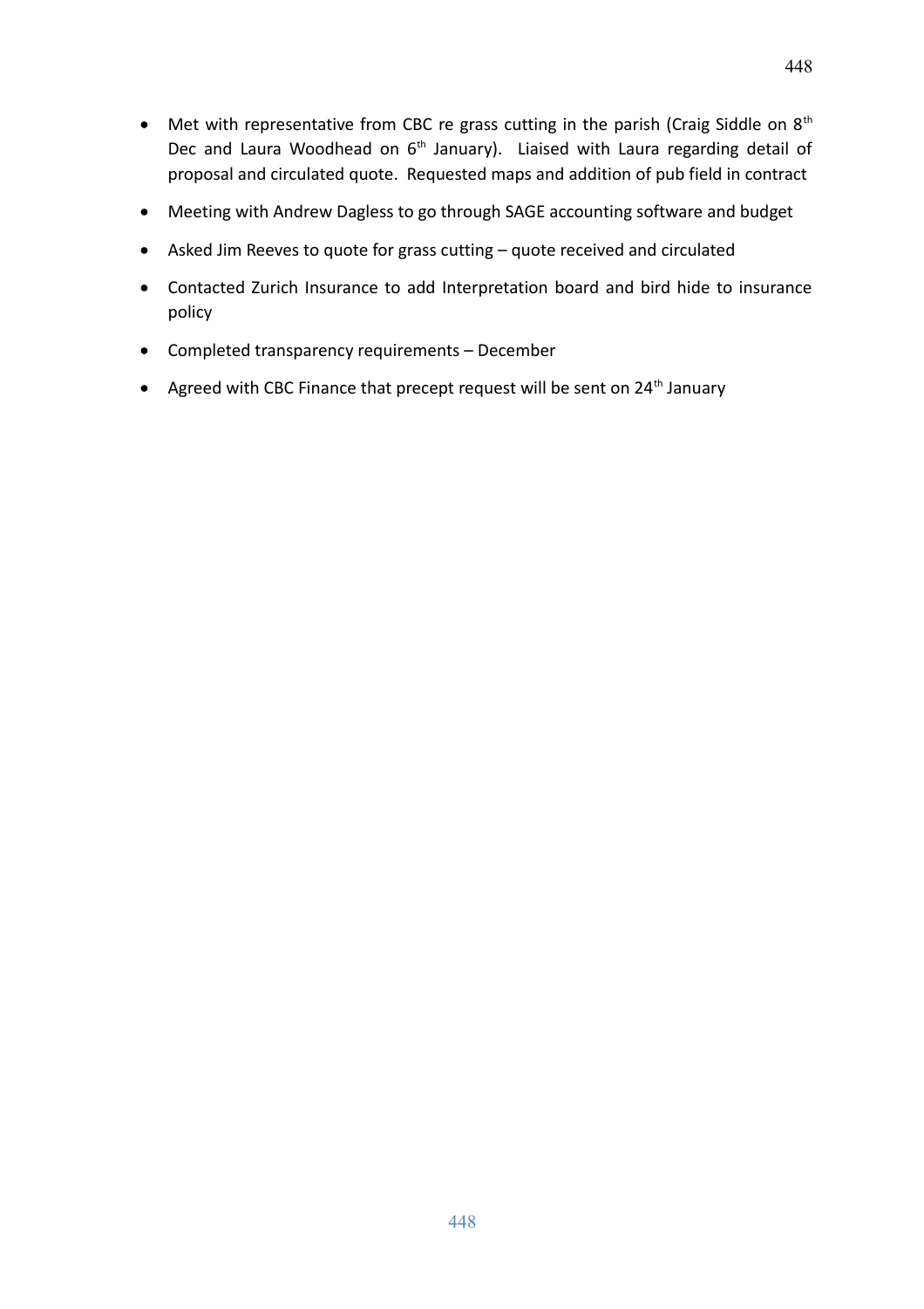- Met with representative from CBC re grass cutting in the parish (Craig Siddle on 8th Dec and Laura Woodhead on 6th January). Liaised with Laura regarding detail of proposal and circulated quote. Requested maps and addition of pub field in contract
- Meeting with Andrew Dagless to go through SAGE accounting software and budget
- Asked Jim Reeves to quote for grass cutting – quote received and circulated
- Contacted Zurich Insurance to add Interpretation board and bird hide to insurance policy
- Completed transparency requirements – December
- Agreed with CBC Finance that precept request will be sent on 24th January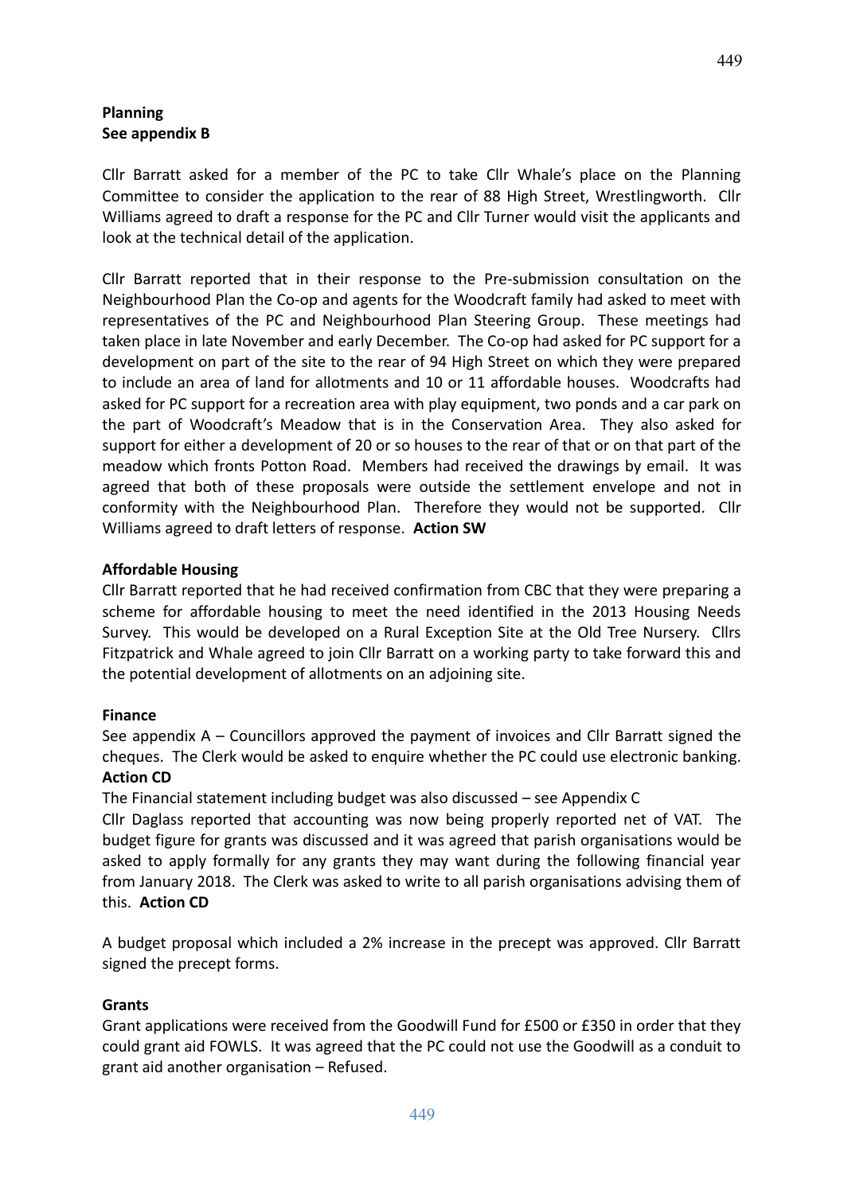**Planning**
**See appendix B**

Cllr Barratt asked for a member of the PC to take Cllr Whale's place on the Planning Committee to consider the application to the rear of 88 High Street, Wrestlingworth. Cllr Williams agreed to draft a response for the PC and Cllr Turner would visit the applicants and look at the technical detail of the application.

Cllr Barratt reported that in their response to the Pre-submission consultation on the Neighbourhood Plan the Co-op and agents for the Woodcraft family had asked to meet with representatives of the PC and Neighbourhood Plan Steering Group. These meetings had taken place in late November and early December. The Co-op had asked for PC support for a development on part of the site to the rear of 94 High Street on which they were prepared to include an area of land for allotments and 10 or 11 affordable houses. Woodcrafts had asked for PC support for a recreation area with play equipment, two ponds and a car park on the part of Woodcraft's Meadow that is in the Conservation Area. They also asked for support for either a development of 20 or so houses to the rear of that or on that part of the meadow which fronts Potton Road. Members had received the drawings by email. It was agreed that both of these proposals were outside the settlement envelope and not in conformity with the Neighbourhood Plan. Therefore they would not be supported. Cllr Williams agreed to draft letters of response. **Action SW**

**Affordable Housing**

Cllr Barratt reported that he had received confirmation from CBC that they were preparing a scheme for affordable housing to meet the need identified in the 2013 Housing Needs Survey. This would be developed on a Rural Exception Site at the Old Tree Nursery. Cllrs Fitzpatrick and Whale agreed to join Cllr Barratt on a working party to take forward this and the potential development of allotments on an adjoining site.

**Finance**

See appendix A – Councillors approved the payment of invoices and Cllr Barratt signed the cheques. The Clerk would be asked to enquire whether the PC could use electronic banking. **Action CD**

The Financial statement including budget was also discussed – see Appendix C

Cllr Daglass reported that accounting was now being properly reported net of VAT. The budget figure for grants was discussed and it was agreed that parish organisations would be asked to apply formally for any grants they may want during the following financial year from January 2018. The Clerk was asked to write to all parish organisations advising them of this. **Action CD**

A budget proposal which included a 2% increase in the precept was approved. Cllr Barratt signed the precept forms.

**Grants**

Grant applications were received from the Goodwill Fund for £500 or £350 in order that they could grant aid FOWLS. It was agreed that the PC could not use the Goodwill as a conduit to grant aid another organisation – Refused.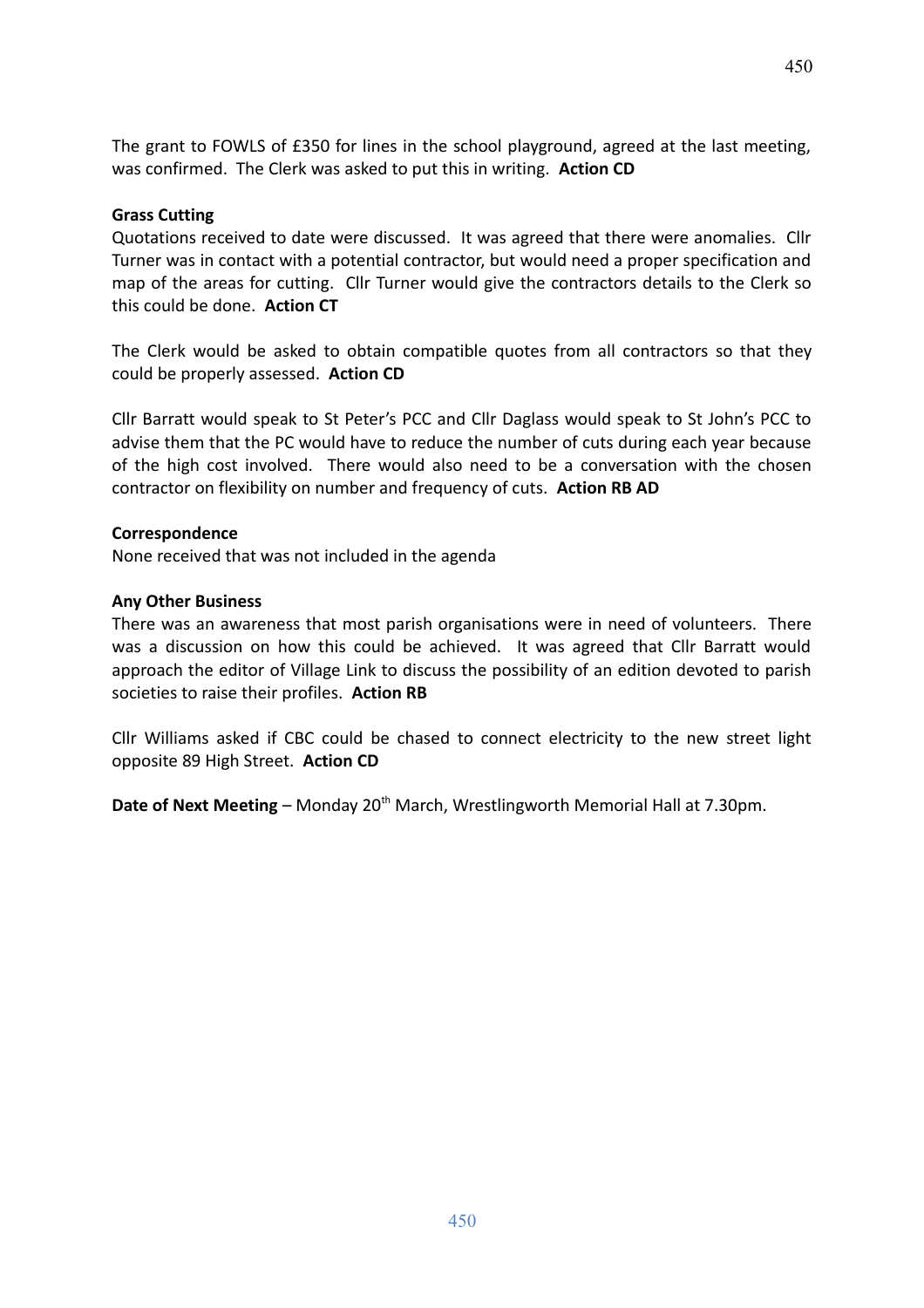The grant to FOWLS of £350 for lines in the school playground, agreed at the last meeting, was confirmed. The Clerk was asked to put this in writing. **Action CD**

**Grass Cutting**

Quotations received to date were discussed. It was agreed that there were anomalies. Cllr Turner was in contact with a potential contractor, but would need a proper specification and map of the areas for cutting. Cllr Turner would give the contractors details to the Clerk so this could be done. **Action CT**

The Clerk would be asked to obtain compatible quotes from all contractors so that they could be properly assessed. **Action CD**

Cllr Barratt would speak to St Peter's PCC and Cllr Daglass would speak to St John's PCC to advise them that the PC would have to reduce the number of cuts during each year because of the high cost involved. There would also need to be a conversation with the chosen contractor on flexibility on number and frequency of cuts. **Action RB AD**

**Correspondence**

None received that was not included in the agenda

**Any Other Business**

There was an awareness that most parish organisations were in need of volunteers. There was a discussion on how this could be achieved. It was agreed that Cllr Barratt would approach the editor of Village Link to discuss the possibility of an edition devoted to parish societies to raise their profiles. **Action RB**

Cllr Williams asked if CBC could be chased to connect electricity to the new street light opposite 89 High Street. **Action CD**

**Date of Next Meeting** – Monday 20th March, Wrestlingworth Memorial Hall at 7.30pm.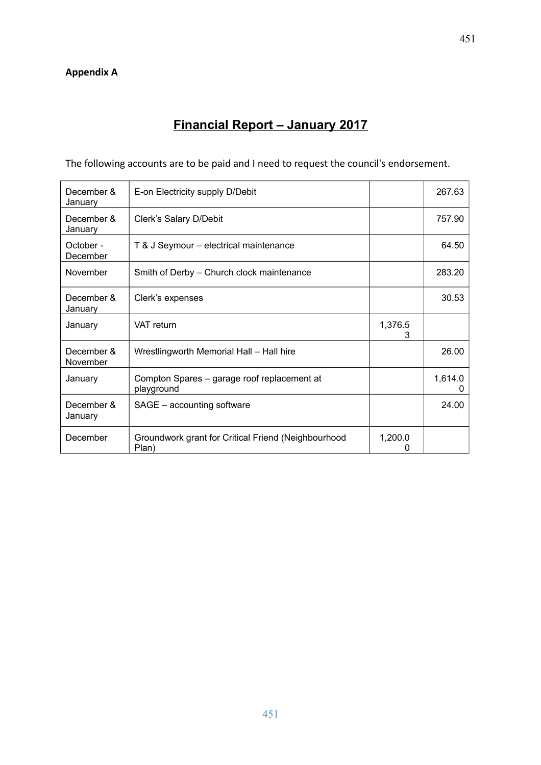**Appendix A**

# Financial Report – January 2017

The following accounts are to be paid and I need to request the council's endorsement.

| | | | |
|---|---|---|---|
| December & January | E-on Electricity supply D/Debit | | 267.63 |
| December & January | Clerk's Salary D/Debit | | 757.90 |
| October - December | T & J Seymour – electrical maintenance | | 64.50 |
| November | Smith of Derby – Church clock maintenance | | 283.20 |
| December & January | Clerk's expenses | | 30.53 |
| January | VAT return | 1,376.53 | |
| December & November | Wrestlingworth Memorial Hall – Hall hire | | 26.00 |
| January | Compton Spares – garage roof replacement at playground | | 1,614.00 |
| December & January | SAGE – accounting software | | 24.00 |
| December | Groundwork grant for Critical Friend (Neighbourhood Plan) | 1,200.00 | |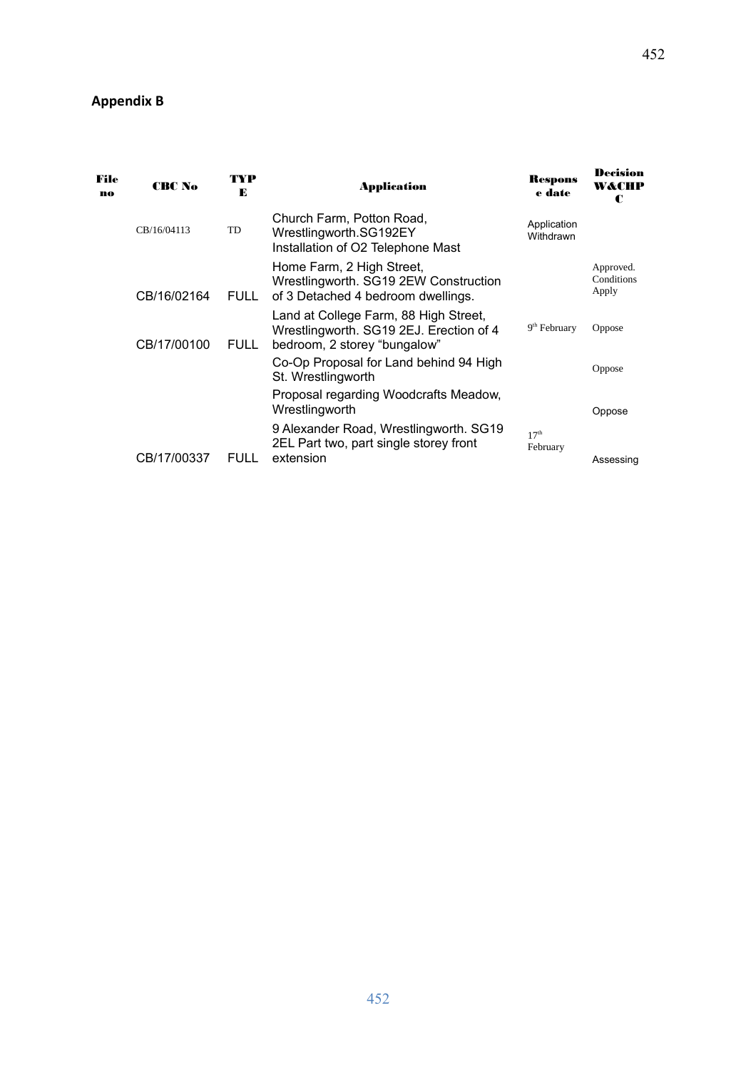**Appendix B**

| File no | CBC No | TYPE | Application | Response date | Decision W&CHPC |
|---|---|---|---|---|---|
| | CB/16/04113 | TD | Church Farm, Potton Road, Wrestlingworth.SG192EY Installation of O2 Telephone Mast | Application Withdrawn | |
| | CB/16/02164 | FULL | Home Farm, 2 High Street, Wrestlingworth. SG19 2EW Construction of 3 Detached 4 bedroom dwellings. | | Approved. Conditions Apply |
| | CB/17/00100 | FULL | Land at College Farm, 88 High Street, Wrestlingworth. SG19 2EJ. Erection of 4 bedroom, 2 storey “bungalow” | 9th February | Oppose |
| | | | Co-Op Proposal for Land behind 94 High St. Wrestlingworth | | Oppose |
| | | | Proposal regarding Woodcrafts Meadow, Wrestlingworth | | Oppose |
| | CB/17/00337 | FULL | 9 Alexander Road, Wrestlingworth. SG19 2EL Part two, part single storey front extension | 17th February | Assessing |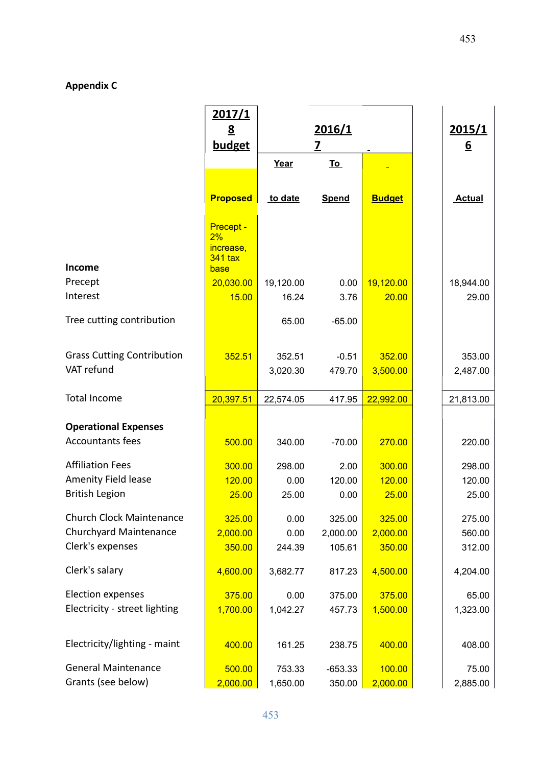**Appendix C**

| | 2017/18 budget | 2016/17 | | | 2015/16 |
|---|---|---|---|---|---|
| | | Year | To | | |
| | Proposed | to date | Spend | Budget | Actual |
| **Income** | Precept - 2% increase, 341 tax base | | | | |
| Precept | 20,030.00 | 19,120.00 | 0.00 | 19,120.00 | 18,944.00 |
| Interest | 15.00 | 16.24 | 3.76 | 20.00 | 29.00 |
| Tree cutting contribution | | 65.00 | -65.00 | | |
| Grass Cutting Contribution | 352.51 | 352.51 | -0.51 | 352.00 | 353.00 |
| VAT refund | | 3,020.30 | 479.70 | 3,500.00 | 2,487.00 |
| Total Income | 20,397.51 | 22,574.05 | 417.95 | 22,992.00 | 21,813.00 |
| **Operational Expenses** | | | | | |
| Accountants fees | 500.00 | 340.00 | -70.00 | 270.00 | 220.00 |
| Affiliation Fees | 300.00 | 298.00 | 2.00 | 300.00 | 298.00 |
| Amenity Field lease | 120.00 | 0.00 | 120.00 | 120.00 | 120.00 |
| British Legion | 25.00 | 25.00 | 0.00 | 25.00 | 25.00 |
| Church Clock Maintenance | 325.00 | 0.00 | 325.00 | 325.00 | 275.00 |
| Churchyard Maintenance | 2,000.00 | 0.00 | 2,000.00 | 2,000.00 | 560.00 |
| Clerk's expenses | 350.00 | 244.39 | 105.61 | 350.00 | 312.00 |
| Clerk's salary | 4,600.00 | 3,682.77 | 817.23 | 4,500.00 | 4,204.00 |
| Election expenses | 375.00 | 0.00 | 375.00 | 375.00 | 65.00 |
| Electricity - street lighting | 1,700.00 | 1,042.27 | 457.73 | 1,500.00 | 1,323.00 |
| Electricity/lighting - maint | 400.00 | 161.25 | 238.75 | 400.00 | 408.00 |
| General Maintenance | 500.00 | 753.33 | -653.33 | 100.00 | 75.00 |
| Grants (see below) | 2,000.00 | 1,650.00 | 350.00 | 2,000.00 | 2,885.00 |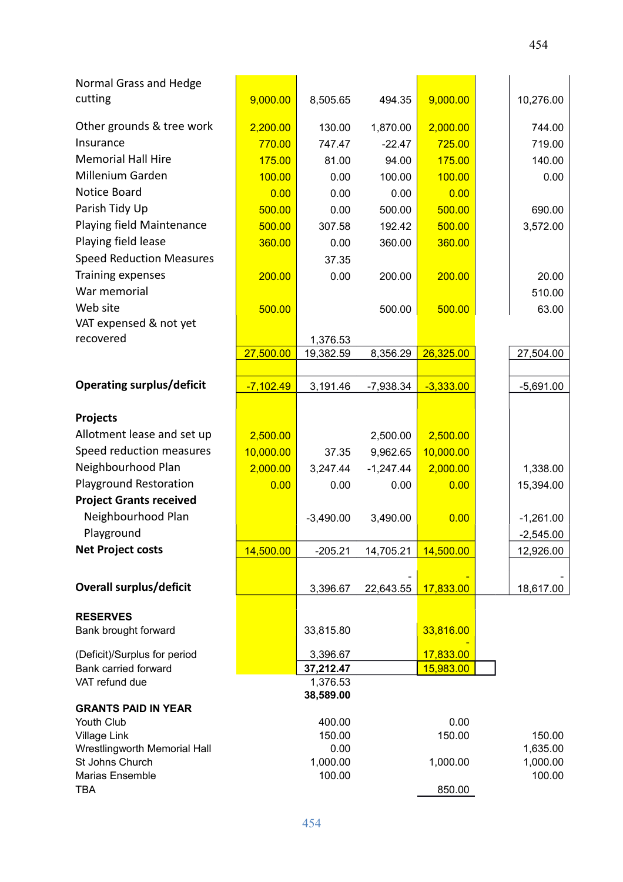| | | | | | | |
|---|---|---|---|---|---|---|
| Normal Grass and Hedge cutting | 9,000.00 | 8,505.65 | 494.35 | 9,000.00 | | 10,276.00 |
| Other grounds & tree work | 2,200.00 | 130.00 | 1,870.00 | 2,000.00 | | 744.00 |
| Insurance | 770.00 | 747.47 | -22.47 | 725.00 | | 719.00 |
| Memorial Hall Hire | 175.00 | 81.00 | 94.00 | 175.00 | | 140.00 |
| Millenium Garden | 100.00 | 0.00 | 100.00 | 100.00 | | 0.00 |
| Notice Board | 0.00 | 0.00 | 0.00 | 0.00 | | |
| Parish Tidy Up | 500.00 | 0.00 | 500.00 | 500.00 | | 690.00 |
| Playing field Maintenance | 500.00 | 307.58 | 192.42 | 500.00 | | 3,572.00 |
| Playing field lease | 360.00 | 0.00 | 360.00 | 360.00 | | |
| Speed Reduction Measures | | 37.35 | | | | |
| Training expenses | 200.00 | 0.00 | 200.00 | 200.00 | | 20.00 |
| War memorial | | | | | | 510.00 |
| Web site | 500.00 | | 500.00 | 500.00 | | 63.00 |
| VAT expensed & not yet recovered | | 1,376.53 | | | | |
| | 27,500.00 | 19,382.59 | 8,356.29 | 26,325.00 | | 27,504.00 |
| **Operating surplus/deficit** | -7,102.49 | 3,191.46 | -7,938.34 | -3,333.00 | | -5,691.00 |
| **Projects** | | | | | | |
| Allotment lease and set up | 2,500.00 | | 2,500.00 | 2,500.00 | | |
| Speed reduction measures | 10,000.00 | 37.35 | 9,962.65 | 10,000.00 | | |
| Neighbourhood Plan | 2,000.00 | 3,247.44 | -1,247.44 | 2,000.00 | | 1,338.00 |
| Playground Restoration | 0.00 | 0.00 | 0.00 | 0.00 | | 15,394.00 |
| **Project Grants received** | | | | | | |
| Neighbourhood Plan | | -3,490.00 | 3,490.00 | 0.00 | | -1,261.00 |
| Playground | | | | | | -2,545.00 |
| **Net Project costs** | 14,500.00 | -205.21 | 14,705.21 | 14,500.00 | | 12,926.00 |
| **Overall surplus/deficit** | | 3,396.67 | - 22,643.55 | - 17,833.00 | | - 18,617.00 |
| **RESERVES** | | | | | | |
| Bank brought forward | | 33,815.80 | | 33,816.00 | | |
| (Deficit)/Surplus for period | | 3,396.67 | | - 17,833.00 | | |
| Bank carried forward | | **37,212.47** | | 15,983.00 | | |
| VAT refund due | | 1,376.53 | | | | |
| | | **38,589.00** | | | | |
| **GRANTS PAID IN YEAR** | | | | | | |
| Youth Club | | 400.00 | | 0.00 | | |
| Village Link | | 150.00 | | 150.00 | | 150.00 |
| Wrestlingworth Memorial Hall | | 0.00 | | | | 1,635.00 |
| St Johns Church | | 1,000.00 | | 1,000.00 | | 1,000.00 |
| Marias Ensemble | | 100.00 | | | | 100.00 |
| TBA | | | | 850.00 | | |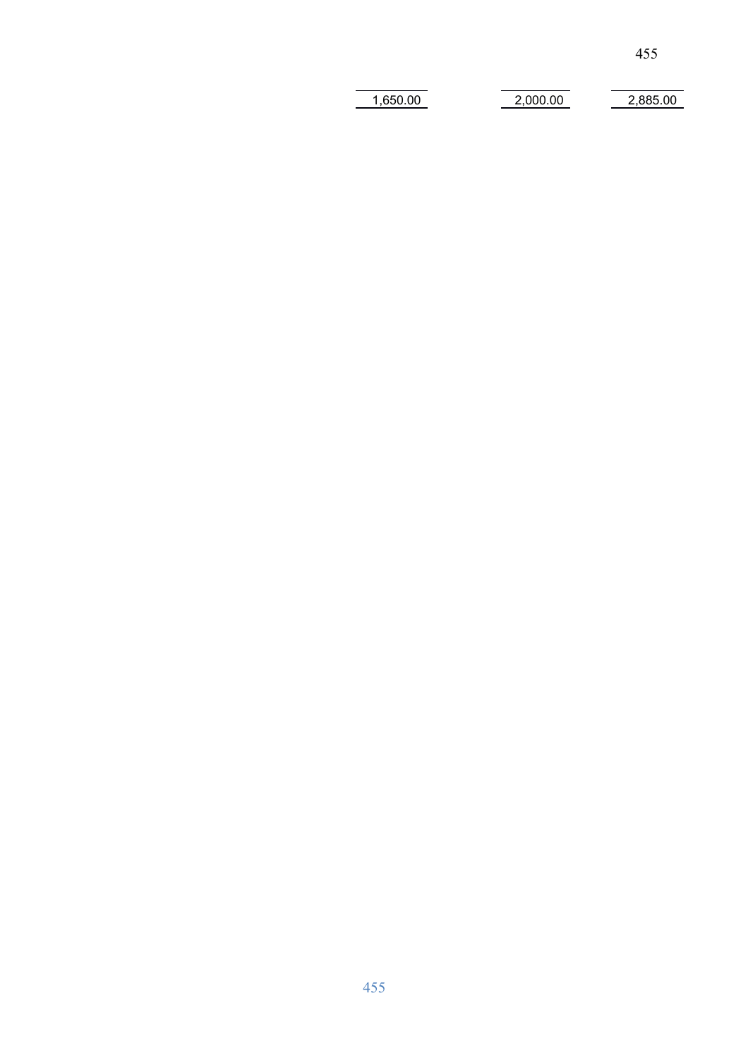| | | |
|---|---|---|
| 1,650.00 | 2,000.00 | 2,885.00 |